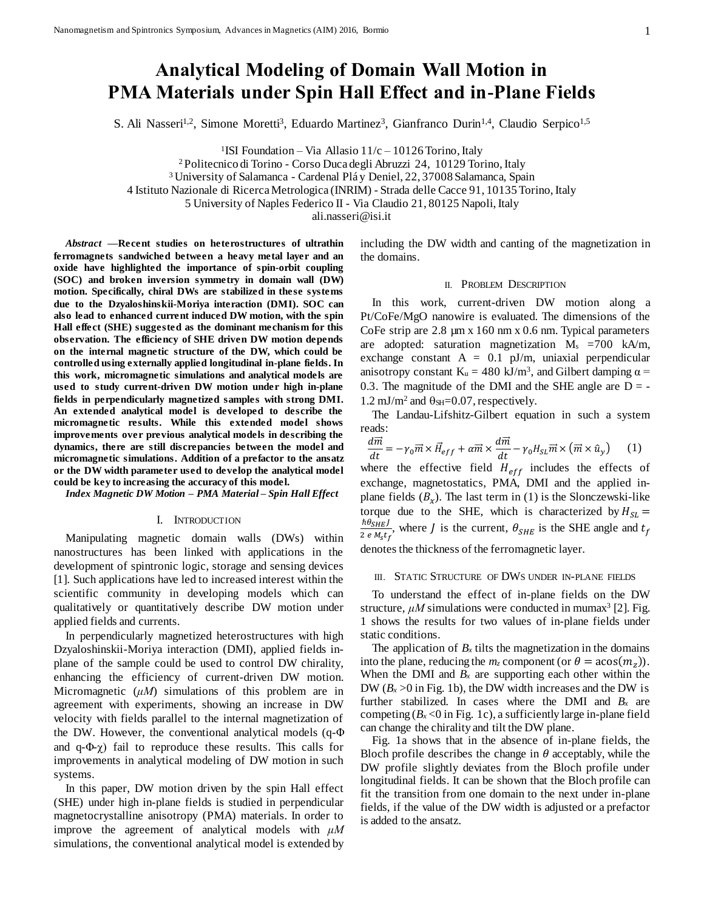# Analytical Modeling of Domain Wall Motion in PMA Materials under Spin Hall Effect and in-Plane Fields

S. Ali Nasseri[1,2], Simone Moretti[3], Eduardo Martinez[3], Gianfranco Durin[1,4], Claudio Serpico[1,5]

[1]ISI Foundation – Via Allasio 11/c – 10126 Torino, Italy
[2] Politecnico di Torino - Corso Duca degli Abruzzi 24, 10129 Torino, Italy
[3] University of Salamanca - Cardenal Plá y Deniel, 22, 37008 Salamanca, Spain
4 Istituto Nazionale di Ricerca Metrologica (INRIM) - Strada delle Cacce 91, 10135 Torino, Italy
5 University of Naples Federico II - Via Claudio 21, 80125 Napoli, Italy
ali.nasseri@isi.it

***Abstract*** **—Recent studies on heterostructures of ultrathin ferromagnets sandwiched between a heavy metal layer and an oxide have highlighted the importance of spin-orbit coupling (SOC) and broken inversion symmetry in domain wall (DW) motion. Specifically, chiral DWs are stabilized in these systems due to the Dzyaloshinskii-Moriya interaction (DMI). SOC can also lead to enhanced current induced DW motion, with the spin Hall effect (SHE) suggested as the dominant mechanism for this observation. The efficiency of SHE driven DW motion depends on the internal magnetic structure of the DW, which could be controlled using externally applied longitudinal in-plane fields. In this work, micromagnetic simulations and analytical models are used to study current-driven DW motion under high in-plane fields in perpendicularly magnetized samples with strong DMI. An extended analytical model is developed to describe the micromagnetic results. While this extended model shows improvements over previous analytical models in describing the dynamics, there are still discrepancies between the model and micromagnetic simulations. Addition of a prefactor to the ansatz or the DW width parameter used to develop the analytical model could be key to increasing the accuracy of this model.**

***Index Magnetic DW Motion – PMA Material – Spin Hall Effect***

## I. Introduction

Manipulating magnetic domain walls (DWs) within nanostructures has been linked with applications in the development of spintronic logic, storage and sensing devices [1]. Such applications have led to increased interest within the scientific community in developing models which can qualitatively or quantitatively describe DW motion under applied fields and currents.

In perpendicularly magnetized heterostructures with high Dzyaloshinskii-Moriya interaction (DMI), applied fields in-plane of the sample could be used to control DW chirality, enhancing the efficiency of current-driven DW motion. Micromagnetic ($\mu M$) simulations of this problem are in agreement with experiments, showing an increase in DW velocity with fields parallel to the internal magnetization of the DW. However, the conventional analytical models (q-$\Phi$ and q-$\Phi$-$\chi$) fail to reproduce these results. This calls for improvements in analytical modeling of DW motion in such systems.

In this paper, DW motion driven by the spin Hall effect (SHE) under high in-plane fields is studied in perpendicular magnetocrystalline anisotropy (PMA) materials. In order to improve the agreement of analytical models with $\mu M$ simulations, the conventional analytical model is extended by including the DW width and canting of the magnetization in the domains.

## II. Problem Description

In this work, current-driven DW motion along a Pt/CoFe/MgO nanowire is evaluated. The dimensions of the CoFe strip are 2.8 μm x 160 nm x 0.6 nm. Typical parameters are adopted: saturation magnetization $M_s$ =700 kA/m, exchange constant A = 0.1 pJ/m, uniaxial perpendicular anisotropy constant $K_u$ = 480 kJ/m$^3$, and Gilbert damping $\alpha$ = 0.3. The magnitude of the DMI and the SHE angle are D = -1.2 mJ/m$^2$ and $\theta_{SH}$=0.07, respectively.

The Landau-Lifshitz-Gilbert equation in such a system reads:

$$\frac{d\vec{m}}{dt} = -\gamma_0 \vec{m} \times \vec{H}_{eff} + \alpha \vec{m} \times \frac{d\vec{m}}{dt} - \gamma_0 H_{SL} \vec{m} \times (\vec{m} \times \hat{u}_y) \quad (1)$$

where the effective field $H_{eff}$ includes the effects of exchange, magnetostatics, PMA, DMI and the applied in-plane fields ($B_x$). The last term in (1) is the Slonczewski-like torque due to the SHE, which is characterized by $H_{SL} = \frac{\hbar \theta_{SHE} J}{2\, e\, M_s t_f}$, where $J$ is the current, $\theta_{SHE}$ is the SHE angle and $t_f$ denotes the thickness of the ferromagnetic layer.

## III. Static Structure of DWs under in-plane fields

To understand the effect of in-plane fields on the DW structure, $\mu M$ simulations were conducted in mumax$^3$ [2]. Fig. 1 shows the results for two values of in-plane fields under static conditions.

The application of $B_x$ tilts the magnetization in the domains into the plane, reducing the $m_z$ component (or $\theta = \text{acos}(m_z)$). When the DMI and $B_x$ are supporting each other within the DW ($B_x$ >0 in Fig. 1b), the DW width increases and the DW is further stabilized. In cases where the DMI and $B_x$ are competing ($B_x$ <0 in Fig. 1c), a sufficiently large in-plane field can change the chirality and tilt the DW plane.

Fig. 1a shows that in the absence of in-plane fields, the Bloch profile describes the change in $\theta$ acceptably, while the DW profile slightly deviates from the Bloch profile under longitudinal fields. It can be shown that the Bloch profile can fit the transition from one domain to the next under in-plane fields, if the value of the DW width is adjusted or a prefactor is added to the ansatz.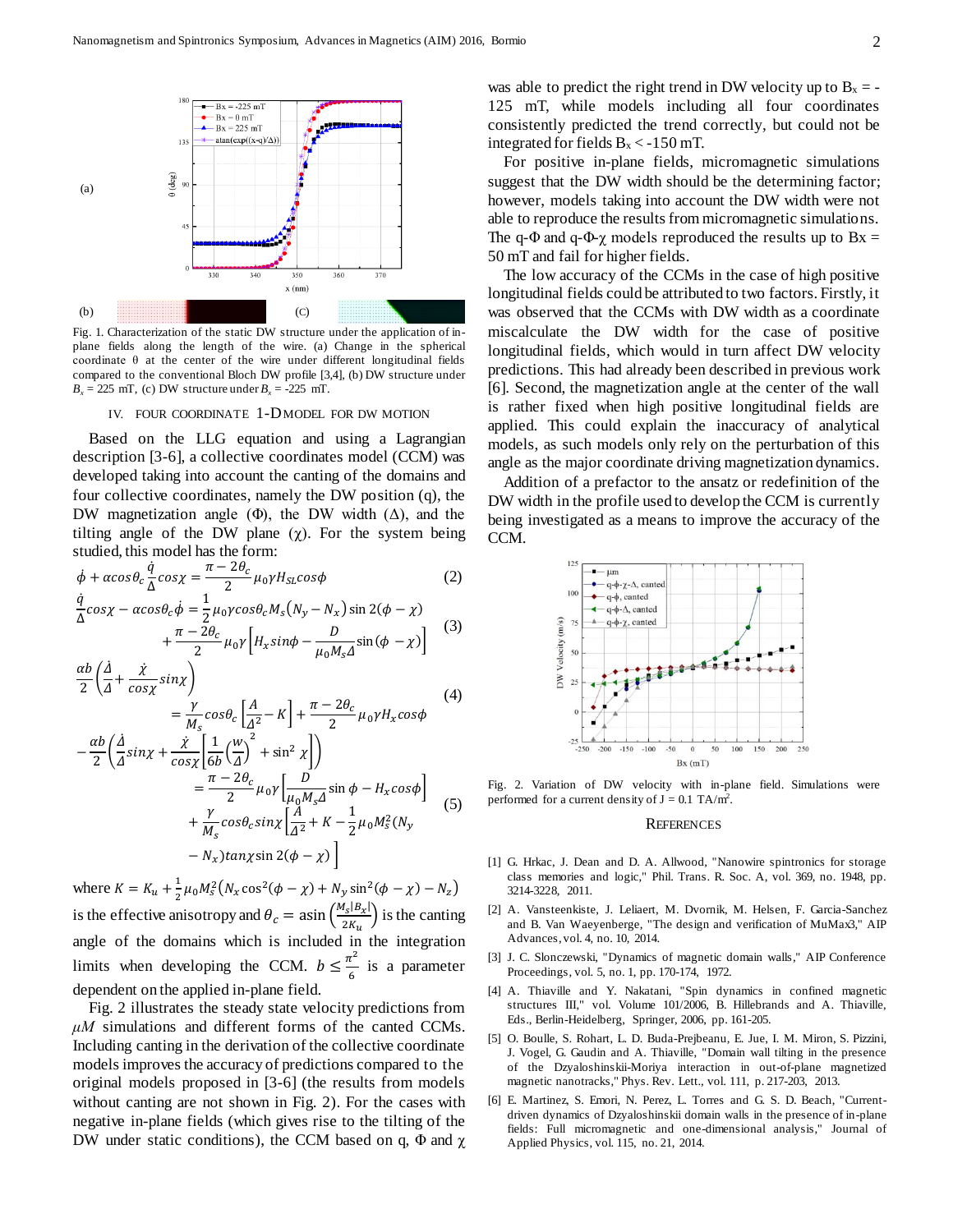180

135

90

45

0

330 340 350 360 370

x (nm)

θ (deg)

(a)

(b)

(C)

Bx = -225 mT

Bx = 0 mT

Bx = 225 mT

atan(exp((x-q)/Δ))

Fig. 1. Characterization of the static DW structure under the application of in-plane fields along the length of the wire. (a) Change in the spherical coordinate θ at the center of the wire under different longitudinal fields compared to the conventional Bloch DW profile [3,4], (b) DW structure under $B_x = 225$ mT, (c) DW structure under $B_x = -225$ mT.

## IV. Four Coordinate 1-D Model for DW Motion

Based on the LLG equation and using a Lagrangian description [3-6], a collective coordinates model (CCM) was developed taking into account the canting of the domains and four collective coordinates, namely the DW position (q), the DW magnetization angle (Φ), the DW width (Δ), and the tilting angle of the DW plane (χ). For the system being studied, this model has the form:

$$\dot{\phi} + \alpha cos\theta_c \frac{\dot{q}}{\Delta} cos\chi = \frac{\pi - 2\theta_c}{2} \mu_0 \gamma H_{SL} cos\phi \tag{2}$$

$$\frac{\dot{q}}{\Delta} cos\chi - \alpha cos\theta_c \dot{\phi} = \frac{1}{2} \mu_0 \gamma cos\theta_c M_s (N_y - N_x) \sin 2(\phi - \chi) + \frac{\pi - 2\theta_c}{2} \mu_0 \gamma \left[ H_x sin\phi - \frac{D}{\mu_0 M_s \Delta} \sin(\phi - \chi) \right] \tag{3}$$

$$\frac{\alpha b}{2} \left( \frac{\dot{\Delta}}{\Delta} + \frac{\dot{\chi}}{cos\chi} sin\chi \right) = \frac{\gamma}{M_s} cos\theta_c \left[ \frac{A}{\Delta^2} - K \right] + \frac{\pi - 2\theta_c}{2} \mu_0 \gamma H_x cos\phi \tag{4}$$

$$-\frac{\alpha b}{2} \left( \frac{\dot{\Delta}}{\Delta} sin\chi + \frac{\dot{\chi}}{cos\chi} \left[ \frac{1}{6b} \left( \frac{w}{\Delta} \right)^2 + \sin^2 \chi \right] \right) = \frac{\pi - 2\theta_c}{2} \mu_0 \gamma \left[ \frac{D}{\mu_0 M_s \Delta} \sin\phi - H_x cos\phi \right] + \frac{\gamma}{M_s} cos\theta_c sin\chi \left[ \frac{A}{\Delta^2} + K - \frac{1}{2} \mu_0 M_s^2 (N_y - N_x) tan\chi \sin 2(\phi - \chi) \right] \tag{5}$$

where $K = K_u + \frac{1}{2}\mu_0 M_s^2 \left( N_x \cos^2(\phi - \chi) + N_y \sin^2(\phi - \chi) - N_z \right)$ is the effective anisotropy and $\theta_c = \text{asin}\left( \frac{M_s |B_x|}{2K_u} \right)$ is the canting angle of the domains which is included in the integration limits when developing the CCM. $b \leq \frac{\pi^2}{6}$ is a parameter dependent on the applied in-plane field.

Fig. 2 illustrates the steady state velocity predictions from $\mu M$ simulations and different forms of the canted CCMs. Including canting in the derivation of the collective coordinate models improves the accuracy of predictions compared to the original models proposed in [3-6] (the results from models without canting are not shown in Fig. 2). For the cases with negative in-plane fields (which gives rise to the tilting of the DW under static conditions), the CCM based on q, Φ and χ was able to predict the right trend in DW velocity up to $B_x = -125$ mT, while models including all four coordinates consistently predicted the trend correctly, but could not be integrated for fields $B_x < -150$ mT.

For positive in-plane fields, micromagnetic simulations suggest that the DW width should be the determining factor; however, models taking into account the DW width were not able to reproduce the results from micromagnetic simulations. The q-Φ and q-Φ-χ models reproduced the results up to Bx = 50 mT and fail for higher fields.

The low accuracy of the CCMs in the case of high positive longitudinal fields could be attributed to two factors. Firstly, it was observed that the CCMs with DW width as a coordinate miscalculate the DW width for the case of positive longitudinal fields, which would in turn affect DW velocity predictions. This had already been described in previous work [6]. Second, the magnetization angle at the center of the wall is rather fixed when high positive longitudinal fields are applied. This could explain the inaccuracy of analytical models, as such models only rely on the perturbation of this angle as the major coordinate driving magnetization dynamics.

Addition of a prefactor to the ansatz or redefinition of the DW width in the profile used to develop the CCM is currently being investigated as a means to improve the accuracy of the CCM.

125

100

75

50

25

0

-25

-250 -200 -150 -100 -50 0 50 100 150 200 250

Bx (mT)

DW Velocity (m/s)

μm

q-ϕ-χ-Δ, canted

q-ϕ, canted

q-ϕ-Δ, canted

q-ϕ-χ, canted

Fig. 2. Variation of DW velocity with in-plane field. Simulations were performed for a current density of J = 0.1 TA/m².

## References

[1] G. Hrkac, J. Dean and D. A. Allwood, "Nanowire spintronics for storage class memories and logic," Phil. Trans. R. Soc. A, vol. 369, no. 1948, pp. 3214-3228, 2011.

[2] A. Vansteenkiste, J. Leliaert, M. Dvornik, M. Helsen, F. Garcia-Sanchez and B. Van Waeyenberge, "The design and verification of MuMax3," AIP Advances, vol. 4, no. 10, 2014.

[3] J. C. Slonczewski, "Dynamics of magnetic domain walls," AIP Conference Proceedings, vol. 5, no. 1, pp. 170-174, 1972.

[4] A. Thiaville and Y. Nakatani, "Spin dynamics in confined magnetic structures III," vol. Volume 101/2006, B. Hillebrands and A. Thiaville, Eds., Berlin-Heidelberg, Springer, 2006, pp. 161-205.

[5] O. Boulle, S. Rohart, L. D. Buda-Prejbeanu, E. Jue, I. M. Miron, S. Pizzini, J. Vogel, G. Gaudin and A. Thiaville, "Domain wall tilting in the presence of the Dzyaloshinskii-Moriya interaction in out-of-plane magnetized magnetic nanotracks," Phys. Rev. Lett., vol. 111, p. 217-203, 2013.

[6] E. Martinez, S. Emori, N. Perez, L. Torres and G. S. D. Beach, "Current-driven dynamics of Dzyaloshinskii domain walls in the presence of in-plane fields: Full micromagnetic and one-dimensional analysis," Journal of Applied Physics, vol. 115, no. 21, 2014.